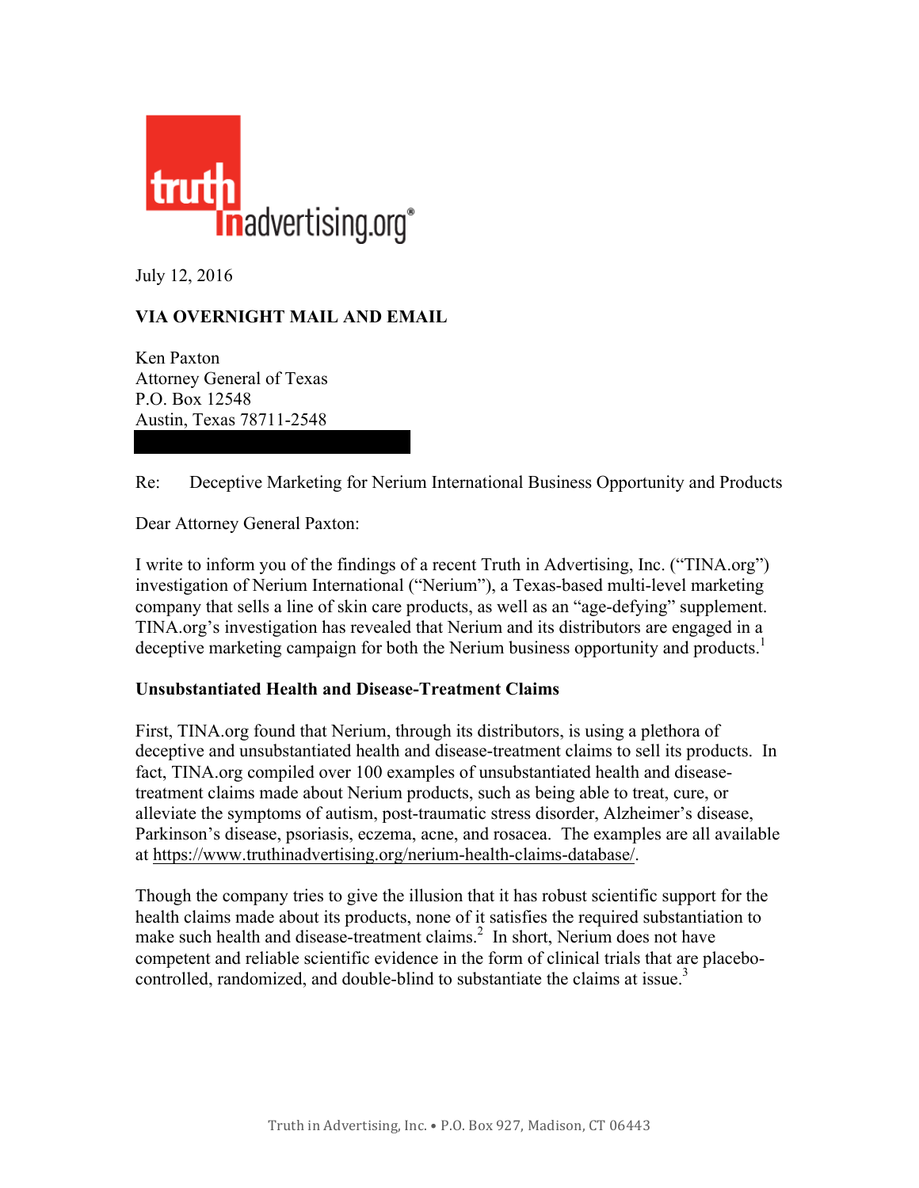truth in advertising.org®

July 12, 2016

**VIA OVERNIGHT MAIL AND EMAIL**

Ken Paxton
Attorney General of Texas
P.O. Box 12548
Austin, Texas 78711-2548

Re: Deceptive Marketing for Nerium International Business Opportunity and Products

Dear Attorney General Paxton:

I write to inform you of the findings of a recent Truth in Advertising, Inc. ("TINA.org") investigation of Nerium International ("Nerium"), a Texas-based multi-level marketing company that sells a line of skin care products, as well as an "age-defying" supplement. TINA.org's investigation has revealed that Nerium and its distributors are engaged in a deceptive marketing campaign for both the Nerium business opportunity and products.[1]

**Unsubstantiated Health and Disease-Treatment Claims**

First, TINA.org found that Nerium, through its distributors, is using a plethora of deceptive and unsubstantiated health and disease-treatment claims to sell its products. In fact, TINA.org compiled over 100 examples of unsubstantiated health and disease-treatment claims made about Nerium products, such as being able to treat, cure, or alleviate the symptoms of autism, post-traumatic stress disorder, Alzheimer's disease, Parkinson's disease, psoriasis, eczema, acne, and rosacea. The examples are all available at https://www.truthinadvertising.org/nerium-health-claims-database/.

Though the company tries to give the illusion that it has robust scientific support for the health claims made about its products, none of it satisfies the required substantiation to make such health and disease-treatment claims.[2] In short, Nerium does not have competent and reliable scientific evidence in the form of clinical trials that are placebo-controlled, randomized, and double-blind to substantiate the claims at issue.[3]

Truth in Advertising, Inc. • P.O. Box 927, Madison, CT 06443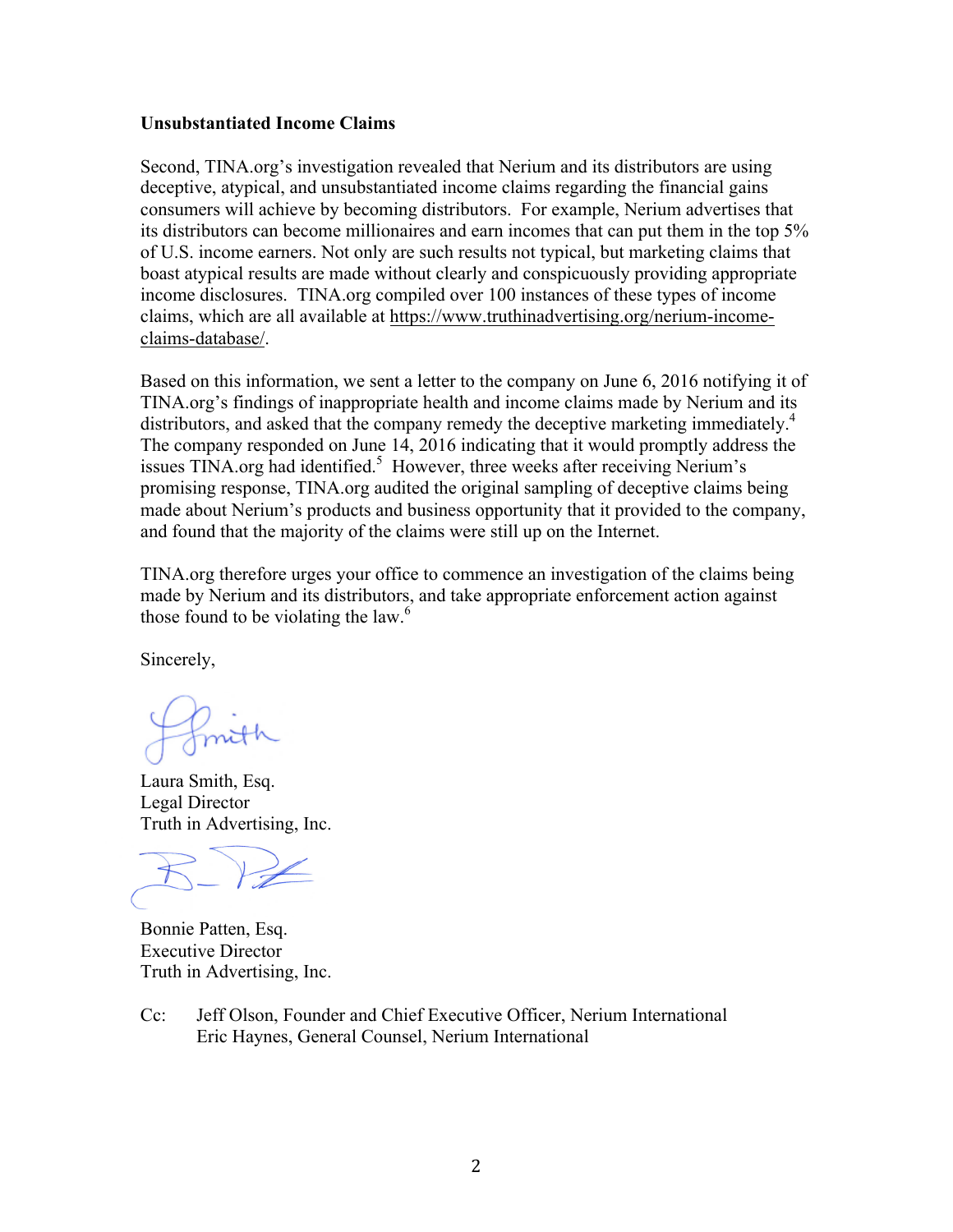**Unsubstantiated Income Claims**

Second, TINA.org's investigation revealed that Nerium and its distributors are using deceptive, atypical, and unsubstantiated income claims regarding the financial gains consumers will achieve by becoming distributors. For example, Nerium advertises that its distributors can become millionaires and earn incomes that can put them in the top 5% of U.S. income earners. Not only are such results not typical, but marketing claims that boast atypical results are made without clearly and conspicuously providing appropriate income disclosures. TINA.org compiled over 100 instances of these types of income claims, which are all available at https://www.truthinadvertising.org/nerium-income-claims-database/.

Based on this information, we sent a letter to the company on June 6, 2016 notifying it of TINA.org's findings of inappropriate health and income claims made by Nerium and its distributors, and asked that the company remedy the deceptive marketing immediately.[4] The company responded on June 14, 2016 indicating that it would promptly address the issues TINA.org had identified.[5] However, three weeks after receiving Nerium's promising response, TINA.org audited the original sampling of deceptive claims being made about Nerium's products and business opportunity that it provided to the company, and found that the majority of the claims were still up on the Internet.

TINA.org therefore urges your office to commence an investigation of the claims being made by Nerium and its distributors, and take appropriate enforcement action against those found to be violating the law.[6]

Sincerely,

Laura Smith, Esq.
Legal Director
Truth in Advertising, Inc.

Bonnie Patten, Esq.
Executive Director
Truth in Advertising, Inc.

Cc: Jeff Olson, Founder and Chief Executive Officer, Nerium International
Eric Haynes, General Counsel, Nerium International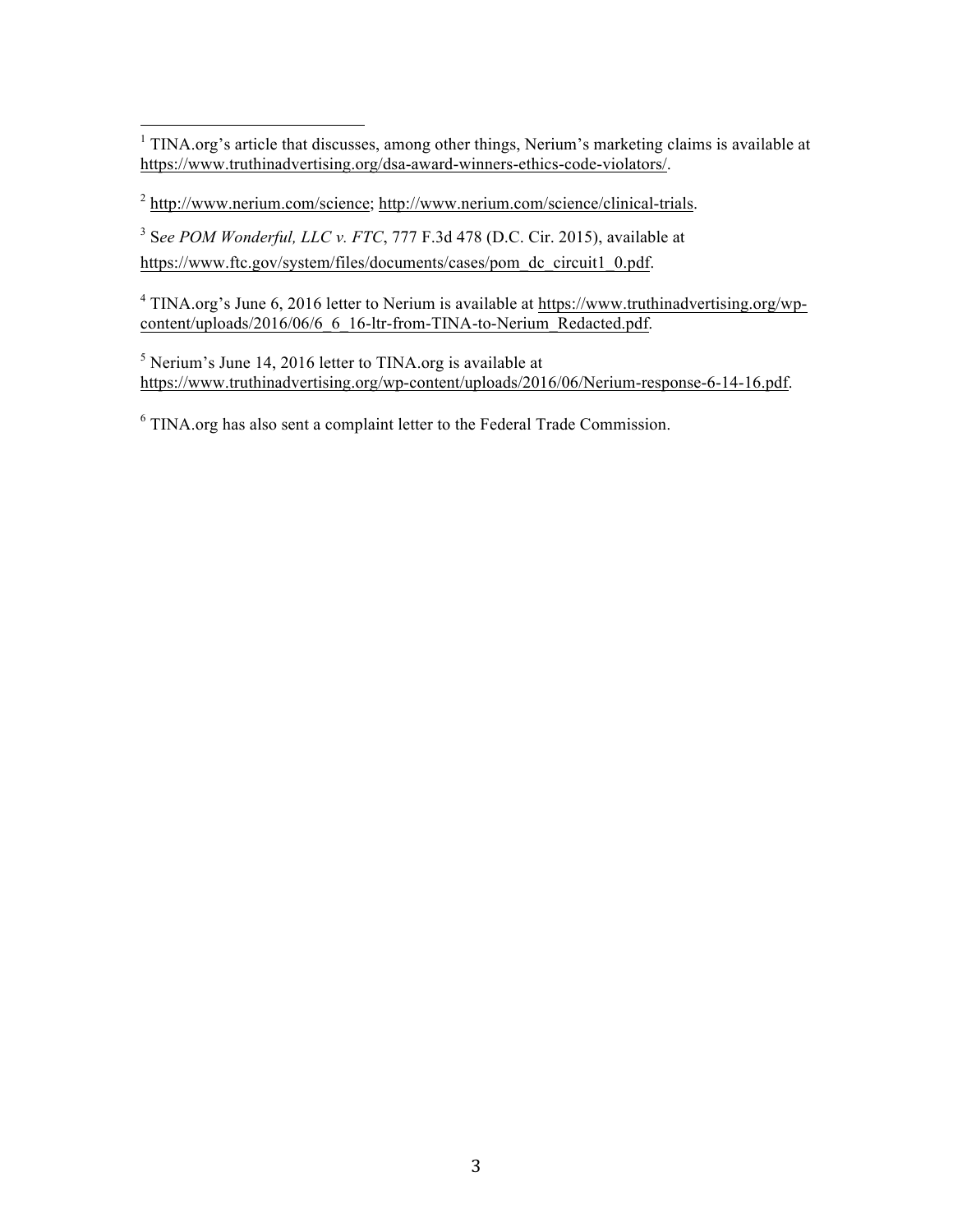[1] TINA.org's article that discusses, among other things, Nerium's marketing claims is available at https://www.truthinadvertising.org/dsa-award-winners-ethics-code-violators/.

[2] http://www.nerium.com/science; http://www.nerium.com/science/clinical-trials.

[3] S*ee POM Wonderful, LLC v. FTC*, 777 F.3d 478 (D.C. Cir. 2015), available at https://www.ftc.gov/system/files/documents/cases/pom_dc_circuit1_0.pdf.

[4] TINA.org's June 6, 2016 letter to Nerium is available at https://www.truthinadvertising.org/wp-content/uploads/2016/06/6_6_16-ltr-from-TINA-to-Nerium_Redacted.pdf.

[5] Nerium's June 14, 2016 letter to TINA.org is available at https://www.truthinadvertising.org/wp-content/uploads/2016/06/Nerium-response-6-14-16.pdf.

[6] TINA.org has also sent a complaint letter to the Federal Trade Commission.